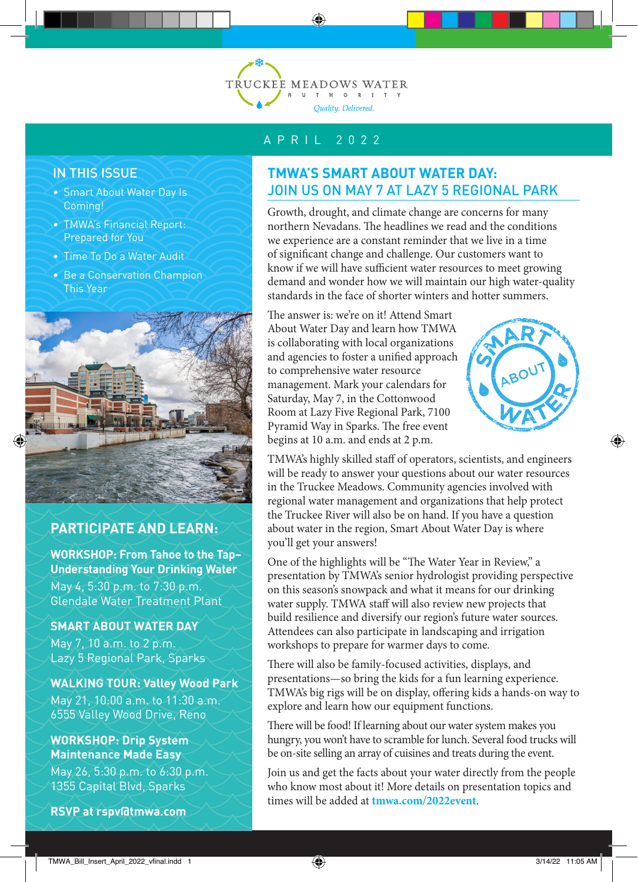TRUCKEE MEADOWS WATER AUTHORITY

*Quality. Delivered.*

APRIL 2022

## IN THIS ISSUE

- Smart About Water Day Is Coming!
- TMWA's Financial Report: Prepared for You
- Time To Do a Water Audit
- Be a Conservation Champion This Year

## PARTICIPATE AND LEARN:

**WORKSHOP: From Tahoe to the Tap–Understanding Your Drinking Water**
May 4, 5:30 p.m. to 7:30 p.m.
Glendale Water Treatment Plant

**SMART ABOUT WATER DAY**
May 7, 10 a.m. to 2 p.m.
Lazy 5 Regional Park, Sparks

**WALKING TOUR: Valley Wood Park**
May 21, 10:00 a.m. to 11:30 a.m.
6555 Valley Wood Drive, Reno

**WORKSHOP: Drip System Maintenance Made Easy**
May 26, 5:30 p.m. to 6:30 p.m.
1355 Capital Blvd, Sparks

**RSVP at rspv@tmwa.com**

## TMWA'S SMART ABOUT WATER DAY: JOIN US ON MAY 7 AT LAZY 5 REGIONAL PARK

Growth, drought, and climate change are concerns for many northern Nevadans. The headlines we read and the conditions we experience are a constant reminder that we live in a time of significant change and challenge. Our customers want to know if we will have sufficient water resources to meet growing demand and wonder how we will maintain our high water-quality standards in the face of shorter winters and hotter summers.

The answer is: we're on it! Attend Smart About Water Day and learn how TMWA is collaborating with local organizations and agencies to foster a unified approach to comprehensive water resource management. Mark your calendars for Saturday, May 7, in the Cottonwood Room at Lazy Five Regional Park, 7100 Pyramid Way in Sparks. The free event begins at 10 a.m. and ends at 2 p.m.

TMWA's highly skilled staff of operators, scientists, and engineers will be ready to answer your questions about our water resources in the Truckee Meadows. Community agencies involved with regional water management and organizations that help protect the Truckee River will also be on hand. If you have a question about water in the region, Smart About Water Day is where you'll get your answers!

One of the highlights will be "The Water Year in Review," a presentation by TMWA's senior hydrologist providing perspective on this season's snowpack and what it means for our drinking water supply. TMWA staff will also review new projects that build resilience and diversify our region's future water sources. Attendees can also participate in landscaping and irrigation workshops to prepare for warmer days to come.

There will also be family-focused activities, displays, and presentations—so bring the kids for a fun learning experience. TMWA's big rigs will be on display, offering kids a hands-on way to explore and learn how our equipment functions.

There will be food! If learning about our water system makes you hungry, you won't have to scramble for lunch. Several food trucks will be on-site selling an array of cuisines and treats during the event.

Join us and get the facts about your water directly from the people who know most about it! More details on presentation topics and times will be added at **tmwa.com/2022event**.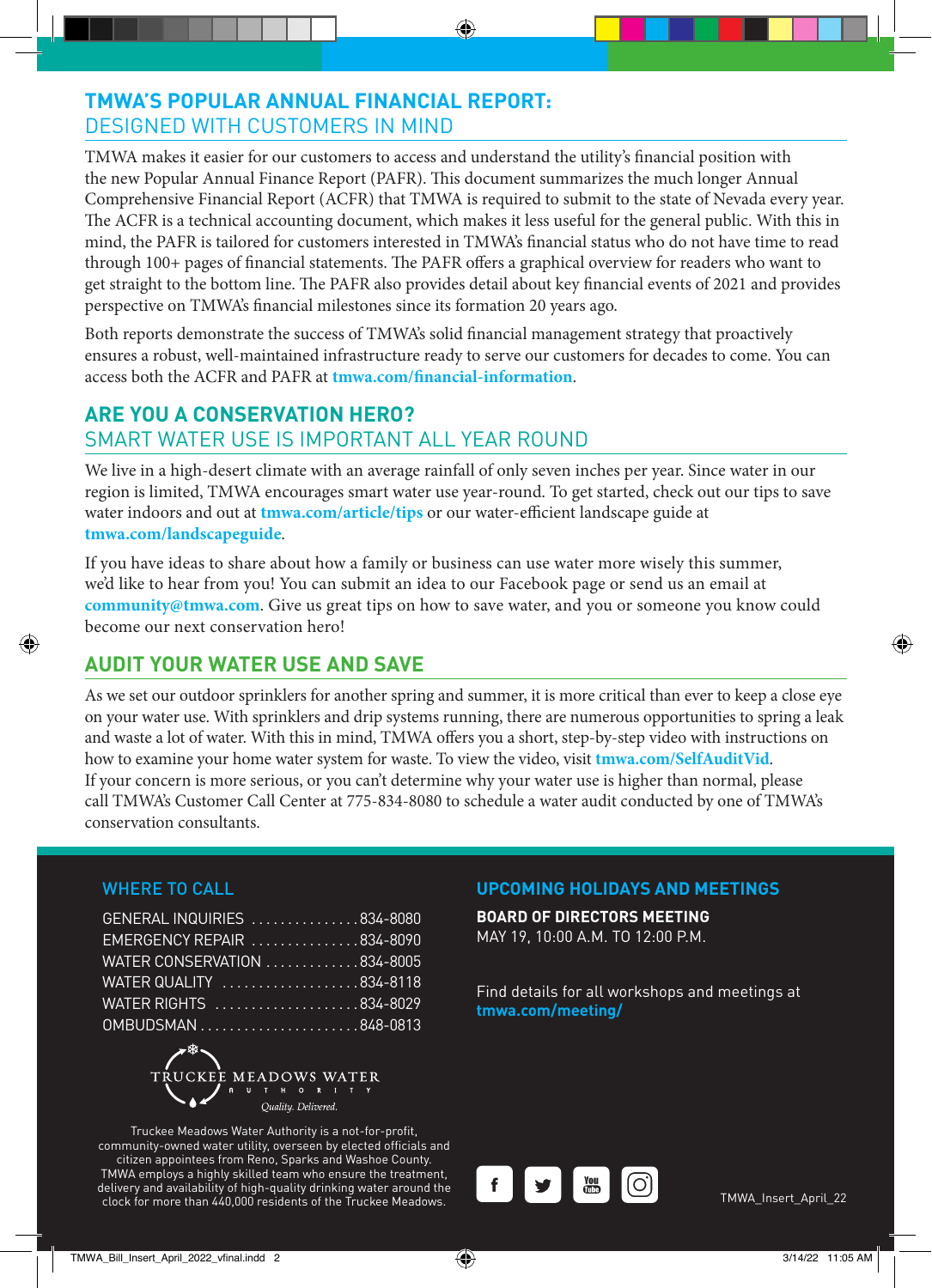## TMWA'S POPULAR ANNUAL FINANCIAL REPORT: DESIGNED WITH CUSTOMERS IN MIND

TMWA makes it easier for our customers to access and understand the utility's financial position with the new Popular Annual Finance Report (PAFR). This document summarizes the much longer Annual Comprehensive Financial Report (ACFR) that TMWA is required to submit to the state of Nevada every year. The ACFR is a technical accounting document, which makes it less useful for the general public. With this in mind, the PAFR is tailored for customers interested in TMWA's financial status who do not have time to read through 100+ pages of financial statements. The PAFR offers a graphical overview for readers who want to get straight to the bottom line. The PAFR also provides detail about key financial events of 2021 and provides perspective on TMWA's financial milestones since its formation 20 years ago.

Both reports demonstrate the success of TMWA's solid financial management strategy that proactively ensures a robust, well-maintained infrastructure ready to serve our customers for decades to come. You can access both the ACFR and PAFR at **tmwa.com/financial-information**.

## ARE YOU A CONSERVATION HERO? SMART WATER USE IS IMPORTANT ALL YEAR ROUND

We live in a high-desert climate with an average rainfall of only seven inches per year. Since water in our region is limited, TMWA encourages smart water use year-round. To get started, check out our tips to save water indoors and out at **tmwa.com/article/tips** or our water-efficient landscape guide at **tmwa.com/landscapeguide**.

If you have ideas to share about how a family or business can use water more wisely this summer, we'd like to hear from you! You can submit an idea to our Facebook page or send us an email at **community@tmwa.com**. Give us great tips on how to save water, and you or someone you know could become our next conservation hero!

## AUDIT YOUR WATER USE AND SAVE

As we set our outdoor sprinklers for another spring and summer, it is more critical than ever to keep a close eye on your water use. With sprinklers and drip systems running, there are numerous opportunities to spring a leak and waste a lot of water. With this in mind, TMWA offers you a short, step-by-step video with instructions on how to examine your home water system for waste. To view the video, visit **tmwa.com/SelfAuditVid**. If your concern is more serious, or you can't determine why your water use is higher than normal, please call TMWA's Customer Call Center at 775-834-8080 to schedule a water audit conducted by one of TMWA's conservation consultants.

### WHERE TO CALL

GENERAL INQUIRIES ............... 834-8080
EMERGENCY REPAIR ............... 834-8090
WATER CONSERVATION ............. 834-8005
WATER QUALITY ................... 834-8118
WATER RIGHTS .................... 834-8029
OMBUDSMAN ...................... 848-0813

TRUCKEE MEADOWS WATER AUTHORITY
*Quality. Delivered.*

Truckee Meadows Water Authority is a not-for-profit, community-owned water utility, overseen by elected officials and citizen appointees from Reno, Sparks and Washoe County. TMWA employs a highly skilled team who ensure the treatment, delivery and availability of high-quality drinking water around the clock for more than 440,000 residents of the Truckee Meadows.

### UPCOMING HOLIDAYS AND MEETINGS

**BOARD OF DIRECTORS MEETING**
MAY 19, 10:00 A.M. TO 12:00 P.M.

Find details for all workshops and meetings at **tmwa.com/meeting/**

TMWA_Insert_April_22